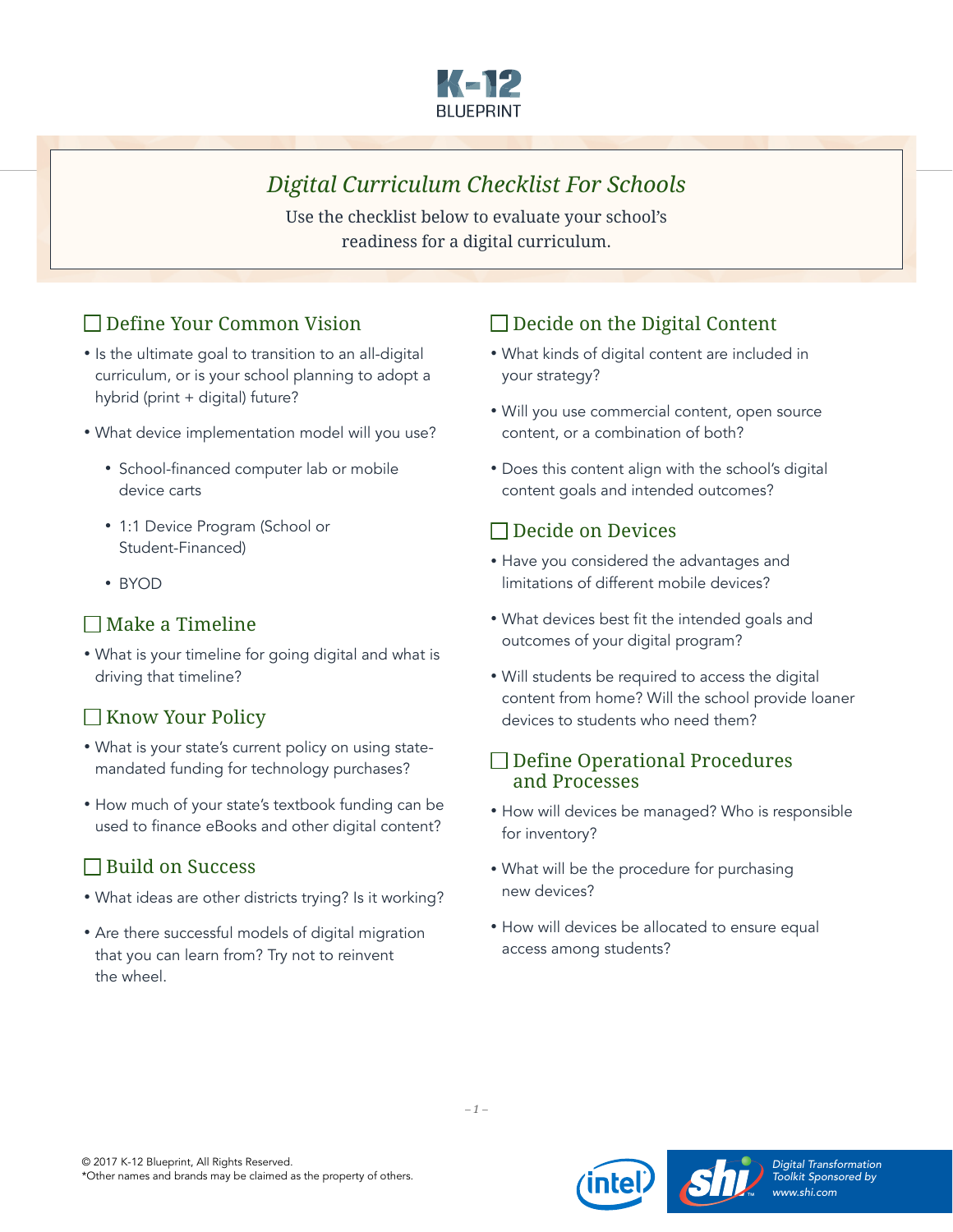K-12 BLUEPRINT

# *Digital Curriculum Checklist For Schools*

Use the checklist below to evaluate your school's readiness for a digital curriculum.

## ☐ Define Your Common Vision

- Is the ultimate goal to transition to an all-digital curriculum, or is your school planning to adopt a hybrid (print + digital) future?
- What device implementation model will you use?
  - School-financed computer lab or mobile device carts
  - 1:1 Device Program (School or Student-Financed)
  - BYOD

## ☐ Make a Timeline

- What is your timeline for going digital and what is driving that timeline?

## ☐ Know Your Policy

- What is your state's current policy on using state-mandated funding for technology purchases?
- How much of your state's textbook funding can be used to finance eBooks and other digital content?

## ☐ Build on Success

- What ideas are other districts trying? Is it working?
- Are there successful models of digital migration that you can learn from? Try not to reinvent the wheel.

## ☐ Decide on the Digital Content

- What kinds of digital content are included in your strategy?
- Will you use commercial content, open source content, or a combination of both?
- Does this content align with the school's digital content goals and intended outcomes?

## ☐ Decide on Devices

- Have you considered the advantages and limitations of different mobile devices?
- What devices best fit the intended goals and outcomes of your digital program?
- Will students be required to access the digital content from home? Will the school provide loaner devices to students who need them?

## ☐ Define Operational Procedures and Processes

- How will devices be managed? Who is responsible for inventory?
- What will be the procedure for purchasing new devices?
- How will devices be allocated to ensure equal access among students?

© 2017 K-12 Blueprint, All Rights Reserved.
*Other names and brands may be claimed as the property of others.

*Digital Transformation Toolkit Sponsored by www.shi.com*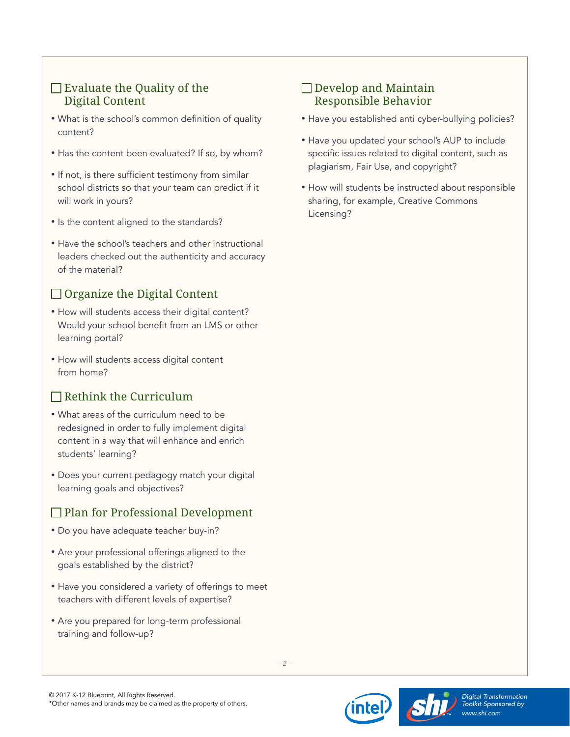## ☐ Evaluate the Quality of the Digital Content

- What is the school's common definition of quality content?
- Has the content been evaluated? If so, by whom?
- If not, is there sufficient testimony from similar school districts so that your team can predict if it will work in yours?
- Is the content aligned to the standards?
- Have the school's teachers and other instructional leaders checked out the authenticity and accuracy of the material?

## ☐ Organize the Digital Content

- How will students access their digital content? Would your school benefit from an LMS or other learning portal?
- How will students access digital content from home?

## ☐ Rethink the Curriculum

- What areas of the curriculum need to be redesigned in order to fully implement digital content in a way that will enhance and enrich students' learning?
- Does your current pedagogy match your digital learning goals and objectives?

## ☐ Plan for Professional Development

- Do you have adequate teacher buy-in?
- Are your professional offerings aligned to the goals established by the district?
- Have you considered a variety of offerings to meet teachers with different levels of expertise?
- Are you prepared for long-term professional training and follow-up?

## ☐ Develop and Maintain Responsible Behavior

- Have you established anti cyber-bullying policies?
- Have you updated your school's AUP to include specific issues related to digital content, such as plagiarism, Fair Use, and copyright?
- How will students be instructed about responsible sharing, for example, Creative Commons Licensing?

© 2017 K-12 Blueprint, All Rights Reserved.
*Other names and brands may be claimed as the property of others.

*Digital Transformation Toolkit Sponsored by www.shi.com*